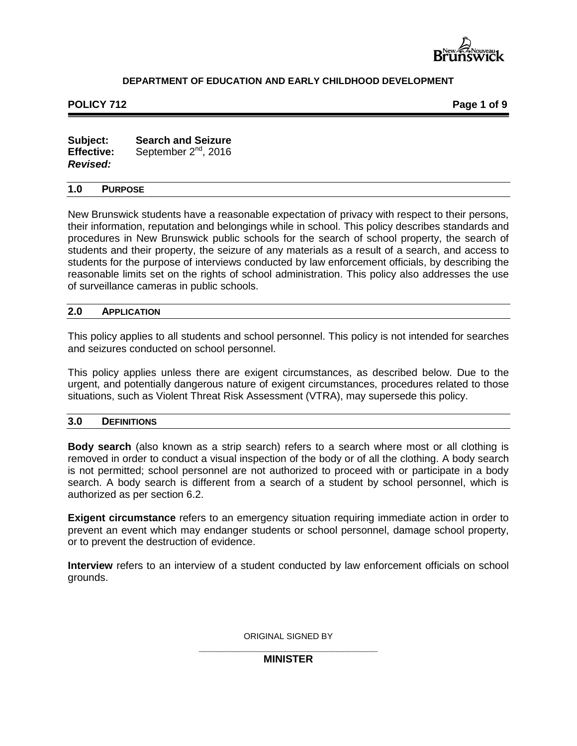**DEPARTMENT OF EDUCATION AND EARLY CHILDHOOD DEVELOPMENT**

**POLICY 712**

**Subject:** **Search and Seizure**
**Effective:** September 2nd, 2016
***Revised:***

## 1.0 PURPOSE

New Brunswick students have a reasonable expectation of privacy with respect to their persons, their information, reputation and belongings while in school. This policy describes standards and procedures in New Brunswick public schools for the search of school property, the search of students and their property, the seizure of any materials as a result of a search, and access to students for the purpose of interviews conducted by law enforcement officials, by describing the reasonable limits set on the rights of school administration. This policy also addresses the use of surveillance cameras in public schools.

## 2.0 APPLICATION

This policy applies to all students and school personnel. This policy is not intended for searches and seizures conducted on school personnel.

This policy applies unless there are exigent circumstances, as described below. Due to the urgent, and potentially dangerous nature of exigent circumstances, procedures related to those situations, such as Violent Threat Risk Assessment (VTRA), may supersede this policy.

## 3.0 DEFINITIONS

**Body search** (also known as a strip search) refers to a search where most or all clothing is removed in order to conduct a visual inspection of the body or of all the clothing. A body search is not permitted; school personnel are not authorized to proceed with or participate in a body search. A body search is different from a search of a student by school personnel, which is authorized as per section 6.2.

**Exigent circumstance** refers to an emergency situation requiring immediate action in order to prevent an event which may endanger students or school personnel, damage school property, or to prevent the destruction of evidence.

**Interview** refers to an interview of a student conducted by law enforcement officials on school grounds.

ORIGINAL SIGNED BY

**MINISTER**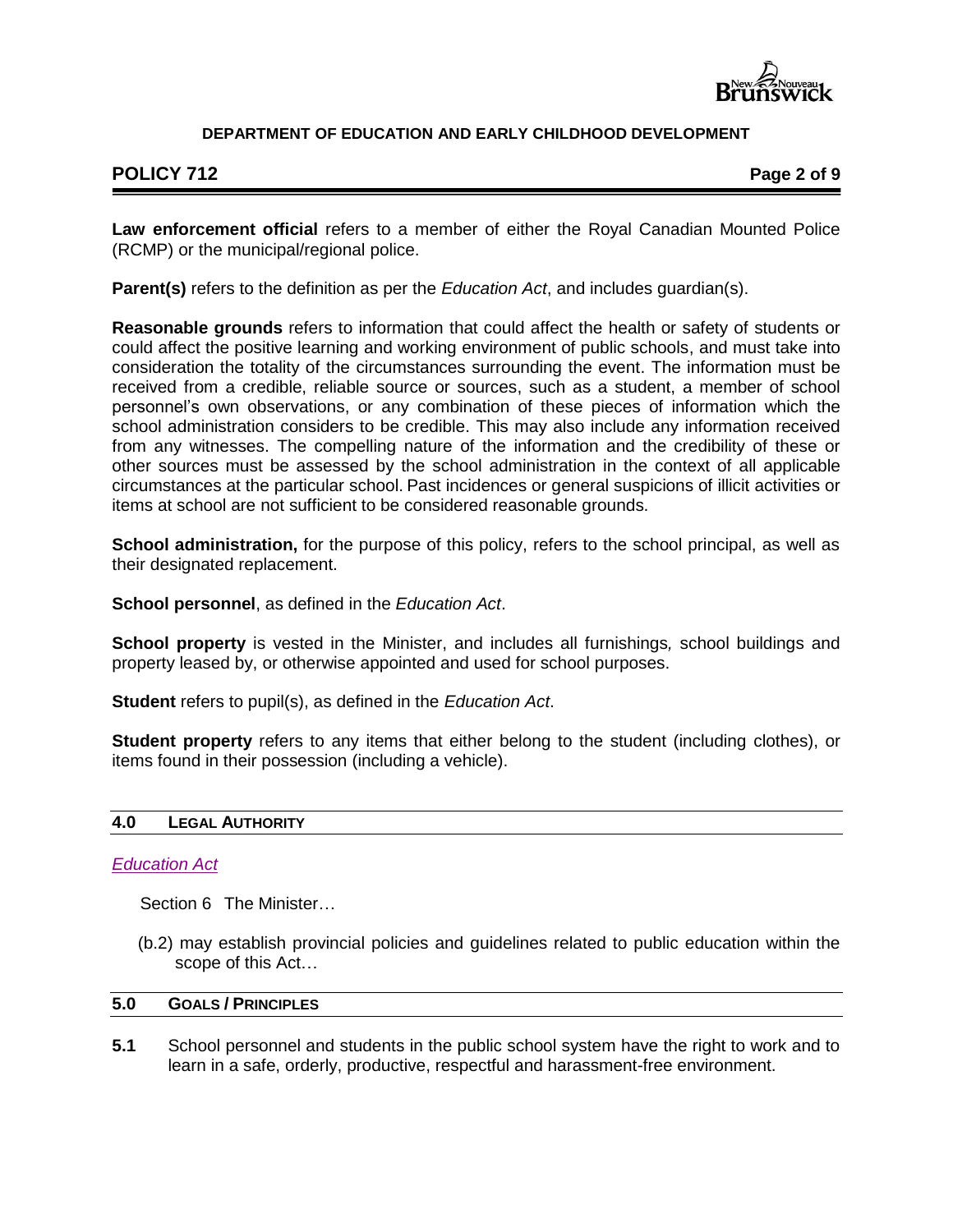**Law enforcement official** refers to a member of either the Royal Canadian Mounted Police (RCMP) or the municipal/regional police.

**Parent(s)** refers to the definition as per the *Education Act*, and includes guardian(s).

**Reasonable grounds** refers to information that could affect the health or safety of students or could affect the positive learning and working environment of public schools, and must take into consideration the totality of the circumstances surrounding the event. The information must be received from a credible, reliable source or sources, such as a student, a member of school personnel's own observations, or any combination of these pieces of information which the school administration considers to be credible. This may also include any information received from any witnesses. The compelling nature of the information and the credibility of these or other sources must be assessed by the school administration in the context of all applicable circumstances at the particular school. Past incidences or general suspicions of illicit activities or items at school are not sufficient to be considered reasonable grounds.

**School administration,** for the purpose of this policy, refers to the school principal, as well as their designated replacement.

**School personnel**, as defined in the *Education Act*.

**School property** is vested in the Minister, and includes all furnishings*,* school buildings and property leased by, or otherwise appointed and used for school purposes.

**Student** refers to pupil(s), as defined in the *Education Act*.

**Student property** refers to any items that either belong to the student (including clothes), or items found in their possession (including a vehicle).

## 4.0 LEGAL AUTHORITY

*Education Act*

Section 6 The Minister…

(b.2) may establish provincial policies and guidelines related to public education within the scope of this Act…

## 5.0 GOALS / PRINCIPLES

**5.1** School personnel and students in the public school system have the right to work and to learn in a safe, orderly, productive, respectful and harassment-free environment.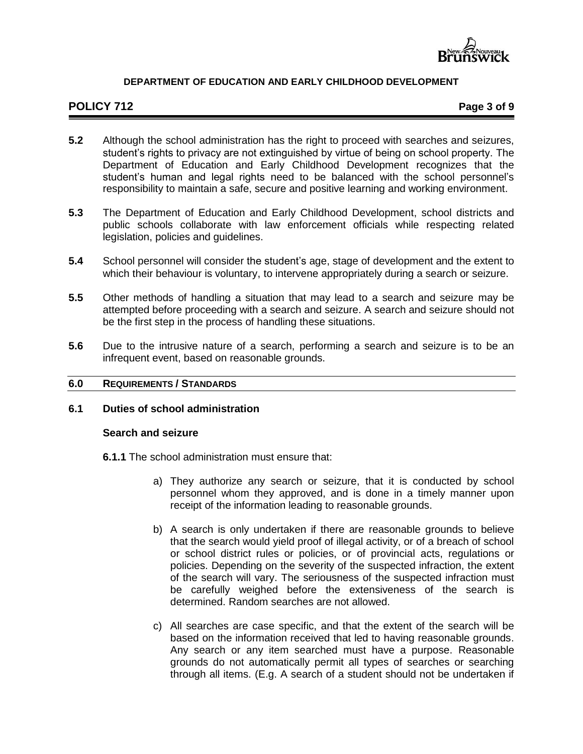**5.2** Although the school administration has the right to proceed with searches and seizures, student's rights to privacy are not extinguished by virtue of being on school property. The Department of Education and Early Childhood Development recognizes that the student's human and legal rights need to be balanced with the school personnel's responsibility to maintain a safe, secure and positive learning and working environment.

**5.3** The Department of Education and Early Childhood Development, school districts and public schools collaborate with law enforcement officials while respecting related legislation, policies and guidelines.

**5.4** School personnel will consider the student's age, stage of development and the extent to which their behaviour is voluntary, to intervene appropriately during a search or seizure.

**5.5** Other methods of handling a situation that may lead to a search and seizure may be attempted before proceeding with a search and seizure. A search and seizure should not be the first step in the process of handling these situations.

**5.6** Due to the intrusive nature of a search, performing a search and seizure is to be an infrequent event, based on reasonable grounds.

## 6.0 REQUIREMENTS / STANDARDS

### 6.1 Duties of school administration

**Search and seizure**

**6.1.1** The school administration must ensure that:

a) They authorize any search or seizure, that it is conducted by school personnel whom they approved, and is done in a timely manner upon receipt of the information leading to reasonable grounds.

b) A search is only undertaken if there are reasonable grounds to believe that the search would yield proof of illegal activity, or of a breach of school or school district rules or policies, or of provincial acts, regulations or policies. Depending on the severity of the suspected infraction, the extent of the search will vary. The seriousness of the suspected infraction must be carefully weighed before the extensiveness of the search is determined. Random searches are not allowed.

c) All searches are case specific, and that the extent of the search will be based on the information received that led to having reasonable grounds. Any search or any item searched must have a purpose. Reasonable grounds do not automatically permit all types of searches or searching through all items. (E.g. A search of a student should not be undertaken if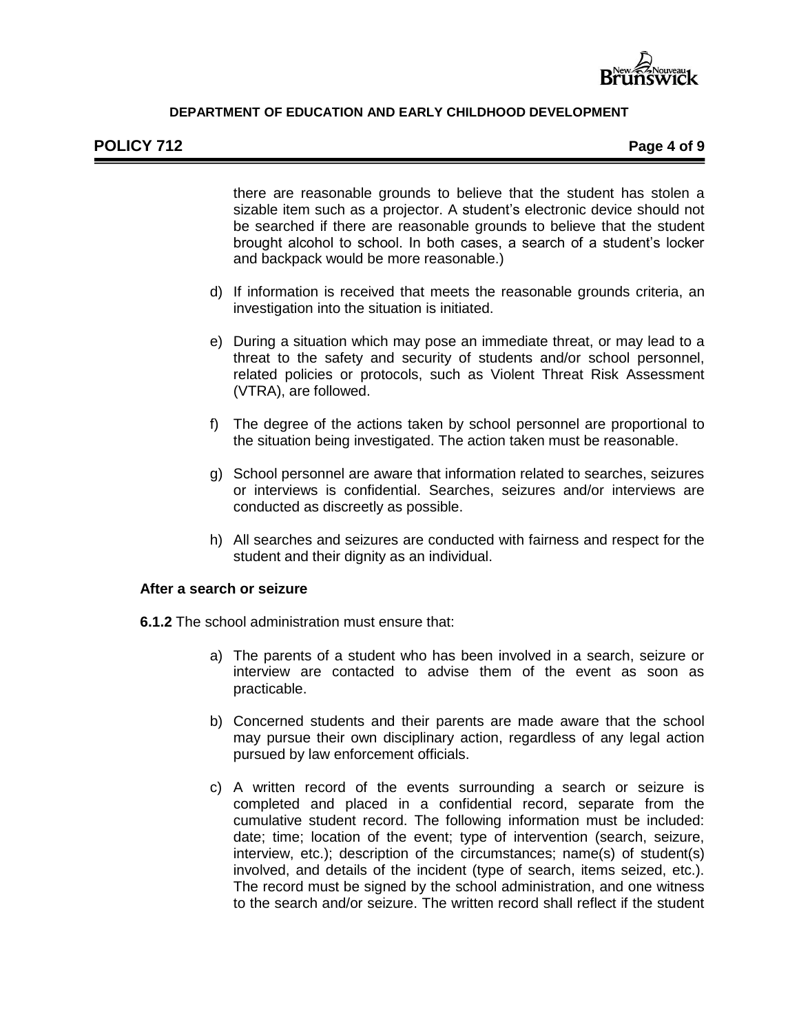there are reasonable grounds to believe that the student has stolen a sizable item such as a projector. A student's electronic device should not be searched if there are reasonable grounds to believe that the student brought alcohol to school. In both cases, a search of a student's locker and backpack would be more reasonable.)

d) If information is received that meets the reasonable grounds criteria, an investigation into the situation is initiated.

e) During a situation which may pose an immediate threat, or may lead to a threat to the safety and security of students and/or school personnel, related policies or protocols, such as Violent Threat Risk Assessment (VTRA), are followed.

f) The degree of the actions taken by school personnel are proportional to the situation being investigated. The action taken must be reasonable.

g) School personnel are aware that information related to searches, seizures or interviews is confidential. Searches, seizures and/or interviews are conducted as discreetly as possible.

h) All searches and seizures are conducted with fairness and respect for the student and their dignity as an individual.

**After a search or seizure**

**6.1.2** The school administration must ensure that:

a) The parents of a student who has been involved in a search, seizure or interview are contacted to advise them of the event as soon as practicable.

b) Concerned students and their parents are made aware that the school may pursue their own disciplinary action, regardless of any legal action pursued by law enforcement officials.

c) A written record of the events surrounding a search or seizure is completed and placed in a confidential record, separate from the cumulative student record. The following information must be included: date; time; location of the event; type of intervention (search, seizure, interview, etc.); description of the circumstances; name(s) of student(s) involved, and details of the incident (type of search, items seized, etc.). The record must be signed by the school administration, and one witness to the search and/or seizure. The written record shall reflect if the student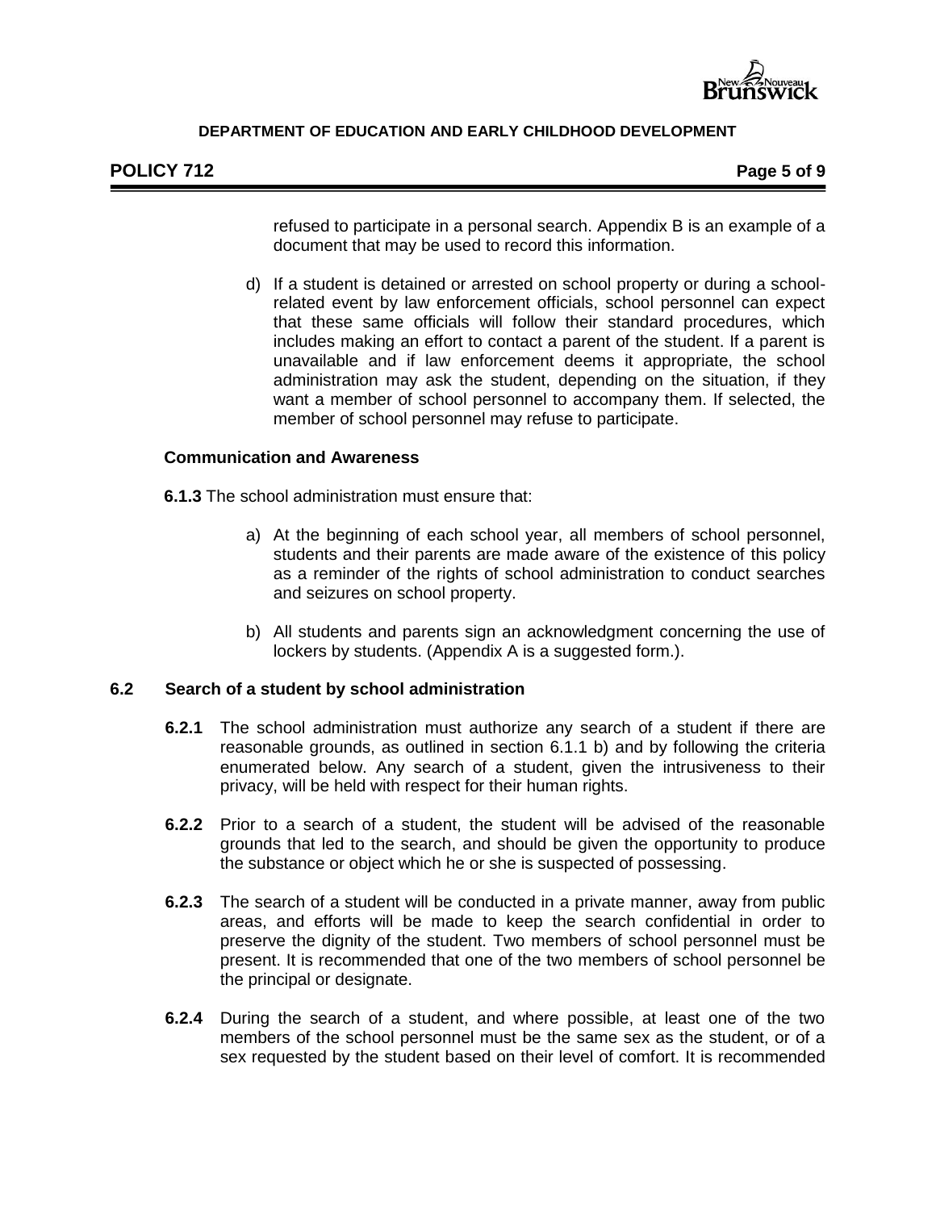refused to participate in a personal search. Appendix B is an example of a document that may be used to record this information.

d) If a student is detained or arrested on school property or during a school-related event by law enforcement officials, school personnel can expect that these same officials will follow their standard procedures, which includes making an effort to contact a parent of the student. If a parent is unavailable and if law enforcement deems it appropriate, the school administration may ask the student, depending on the situation, if they want a member of school personnel to accompany them. If selected, the member of school personnel may refuse to participate.

**Communication and Awareness**

**6.1.3** The school administration must ensure that:

a) At the beginning of each school year, all members of school personnel, students and their parents are made aware of the existence of this policy as a reminder of the rights of school administration to conduct searches and seizures on school property.

b) All students and parents sign an acknowledgment concerning the use of lockers by students. (Appendix A is a suggested form.).

### 6.2 Search of a student by school administration

**6.2.1** The school administration must authorize any search of a student if there are reasonable grounds, as outlined in section 6.1.1 b) and by following the criteria enumerated below. Any search of a student, given the intrusiveness to their privacy, will be held with respect for their human rights.

**6.2.2** Prior to a search of a student, the student will be advised of the reasonable grounds that led to the search, and should be given the opportunity to produce the substance or object which he or she is suspected of possessing.

**6.2.3** The search of a student will be conducted in a private manner, away from public areas, and efforts will be made to keep the search confidential in order to preserve the dignity of the student. Two members of school personnel must be present. It is recommended that one of the two members of school personnel be the principal or designate.

**6.2.4** During the search of a student, and where possible, at least one of the two members of the school personnel must be the same sex as the student, or of a sex requested by the student based on their level of comfort. It is recommended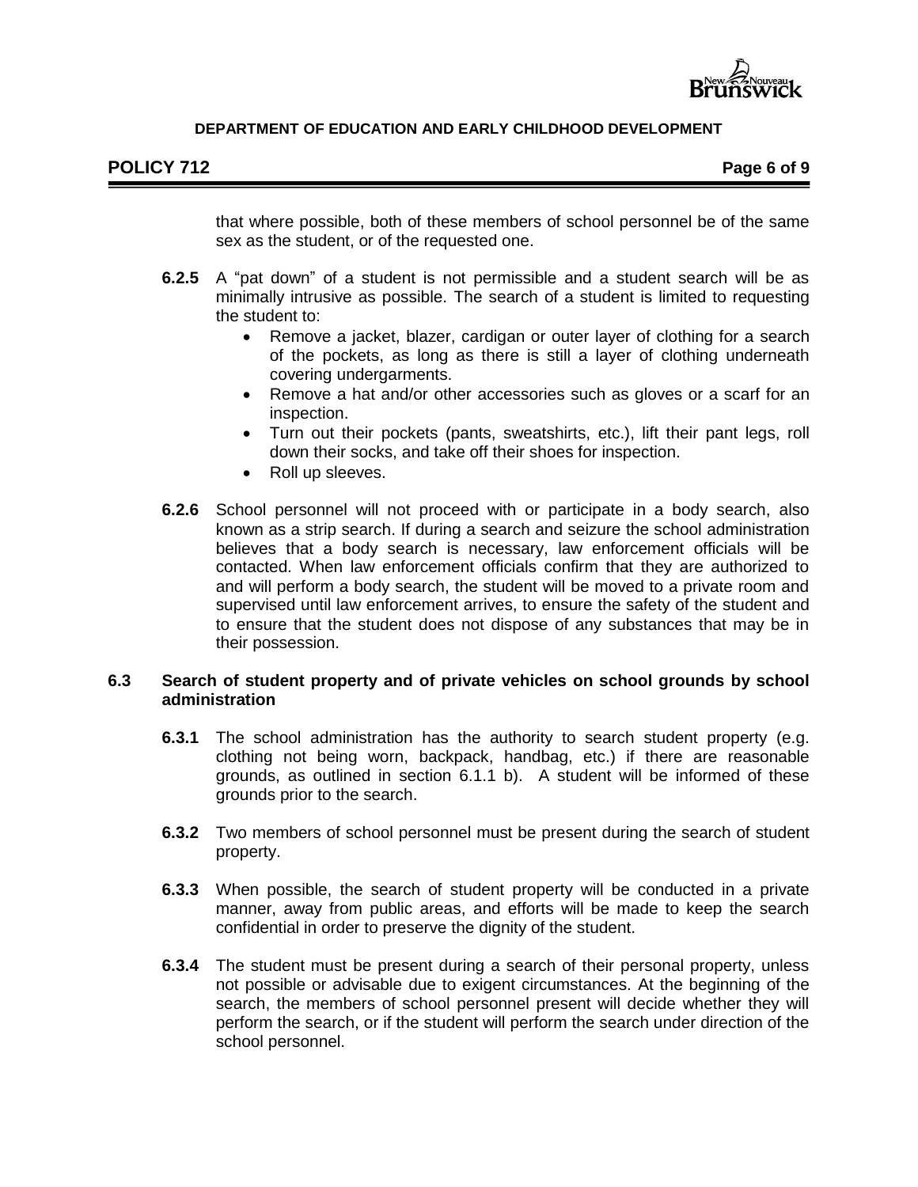that where possible, both of these members of school personnel be of the same sex as the student, or of the requested one.

**6.2.5** A "pat down" of a student is not permissible and a student search will be as minimally intrusive as possible. The search of a student is limited to requesting the student to:

- Remove a jacket, blazer, cardigan or outer layer of clothing for a search of the pockets, as long as there is still a layer of clothing underneath covering undergarments.
- Remove a hat and/or other accessories such as gloves or a scarf for an inspection.
- Turn out their pockets (pants, sweatshirts, etc.), lift their pant legs, roll down their socks, and take off their shoes for inspection.
- Roll up sleeves.

**6.2.6** School personnel will not proceed with or participate in a body search, also known as a strip search. If during a search and seizure the school administration believes that a body search is necessary, law enforcement officials will be contacted. When law enforcement officials confirm that they are authorized to and will perform a body search, the student will be moved to a private room and supervised until law enforcement arrives, to ensure the safety of the student and to ensure that the student does not dispose of any substances that may be in their possession.

### 6.3 Search of student property and of private vehicles on school grounds by school administration

**6.3.1** The school administration has the authority to search student property (e.g. clothing not being worn, backpack, handbag, etc.) if there are reasonable grounds, as outlined in section 6.1.1 b). A student will be informed of these grounds prior to the search.

**6.3.2** Two members of school personnel must be present during the search of student property.

**6.3.3** When possible, the search of student property will be conducted in a private manner, away from public areas, and efforts will be made to keep the search confidential in order to preserve the dignity of the student.

**6.3.4** The student must be present during a search of their personal property, unless not possible or advisable due to exigent circumstances. At the beginning of the search, the members of school personnel present will decide whether they will perform the search, or if the student will perform the search under direction of the school personnel.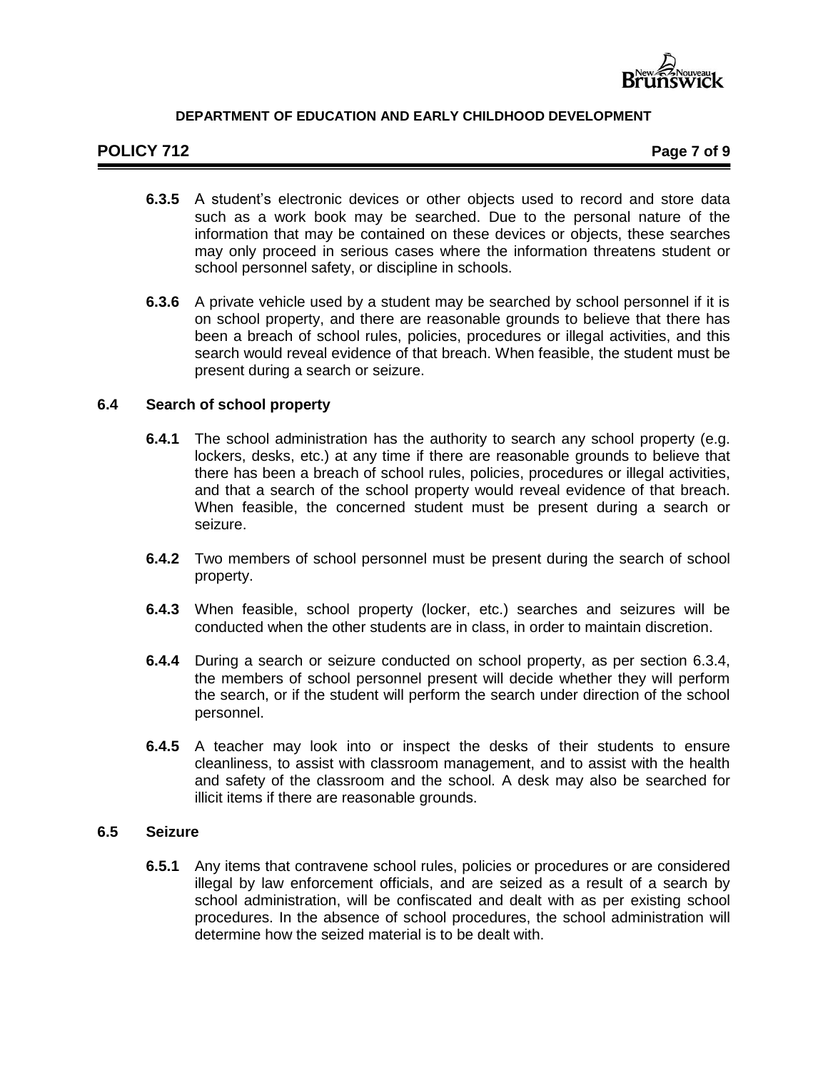**6.3.5** A student's electronic devices or other objects used to record and store data such as a work book may be searched. Due to the personal nature of the information that may be contained on these devices or objects, these searches may only proceed in serious cases where the information threatens student or school personnel safety, or discipline in schools.

**6.3.6** A private vehicle used by a student may be searched by school personnel if it is on school property, and there are reasonable grounds to believe that there has been a breach of school rules, policies, procedures or illegal activities, and this search would reveal evidence of that breach. When feasible, the student must be present during a search or seizure.

### 6.4 Search of school property

**6.4.1** The school administration has the authority to search any school property (e.g. lockers, desks, etc.) at any time if there are reasonable grounds to believe that there has been a breach of school rules, policies, procedures or illegal activities, and that a search of the school property would reveal evidence of that breach. When feasible, the concerned student must be present during a search or seizure.

**6.4.2** Two members of school personnel must be present during the search of school property.

**6.4.3** When feasible, school property (locker, etc.) searches and seizures will be conducted when the other students are in class, in order to maintain discretion.

**6.4.4** During a search or seizure conducted on school property, as per section 6.3.4, the members of school personnel present will decide whether they will perform the search, or if the student will perform the search under direction of the school personnel.

**6.4.5** A teacher may look into or inspect the desks of their students to ensure cleanliness, to assist with classroom management, and to assist with the health and safety of the classroom and the school. A desk may also be searched for illicit items if there are reasonable grounds.

### 6.5 Seizure

**6.5.1** Any items that contravene school rules, policies or procedures or are considered illegal by law enforcement officials, and are seized as a result of a search by school administration, will be confiscated and dealt with as per existing school procedures. In the absence of school procedures, the school administration will determine how the seized material is to be dealt with.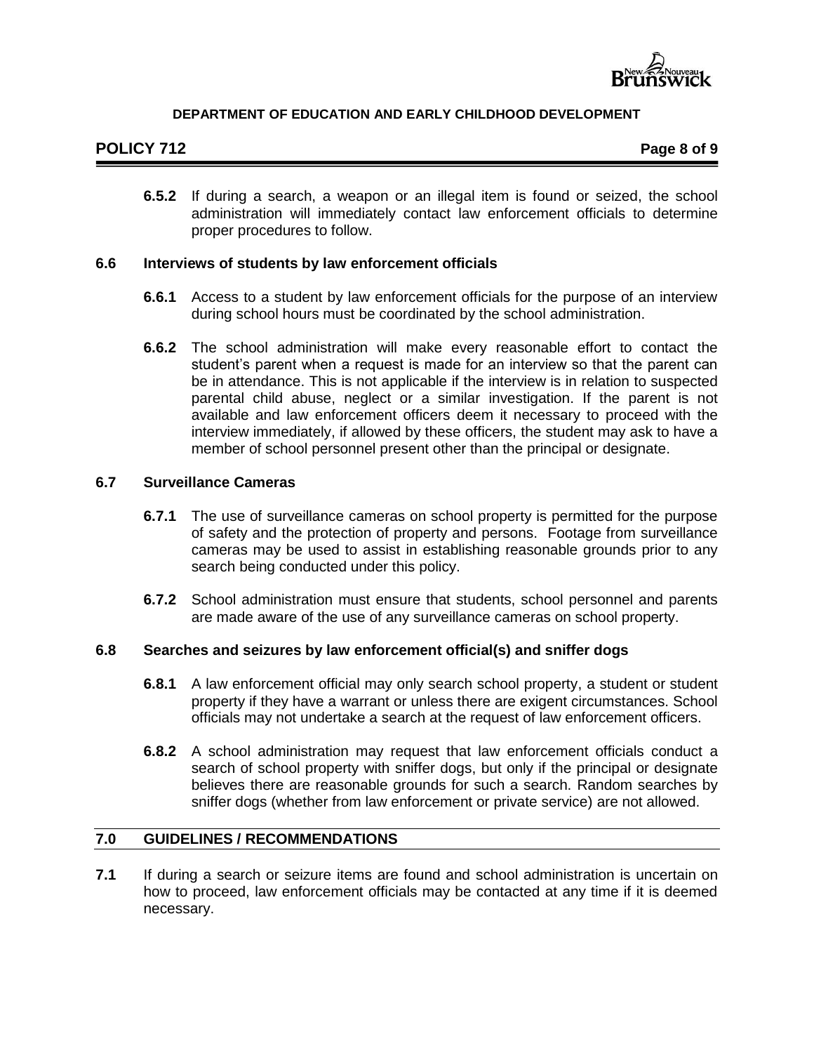**6.5.2** If during a search, a weapon or an illegal item is found or seized, the school administration will immediately contact law enforcement officials to determine proper procedures to follow.

### 6.6 Interviews of students by law enforcement officials

**6.6.1** Access to a student by law enforcement officials for the purpose of an interview during school hours must be coordinated by the school administration.

**6.6.2** The school administration will make every reasonable effort to contact the student's parent when a request is made for an interview so that the parent can be in attendance. This is not applicable if the interview is in relation to suspected parental child abuse, neglect or a similar investigation. If the parent is not available and law enforcement officers deem it necessary to proceed with the interview immediately, if allowed by these officers, the student may ask to have a member of school personnel present other than the principal or designate.

### 6.7 Surveillance Cameras

**6.7.1** The use of surveillance cameras on school property is permitted for the purpose of safety and the protection of property and persons. Footage from surveillance cameras may be used to assist in establishing reasonable grounds prior to any search being conducted under this policy.

**6.7.2** School administration must ensure that students, school personnel and parents are made aware of the use of any surveillance cameras on school property.

### 6.8 Searches and seizures by law enforcement official(s) and sniffer dogs

**6.8.1** A law enforcement official may only search school property, a student or student property if they have a warrant or unless there are exigent circumstances. School officials may not undertake a search at the request of law enforcement officers.

**6.8.2** A school administration may request that law enforcement officials conduct a search of school property with sniffer dogs, but only if the principal or designate believes there are reasonable grounds for such a search. Random searches by sniffer dogs (whether from law enforcement or private service) are not allowed.

## 7.0 GUIDELINES / RECOMMENDATIONS

**7.1** If during a search or seizure items are found and school administration is uncertain on how to proceed, law enforcement officials may be contacted at any time if it is deemed necessary.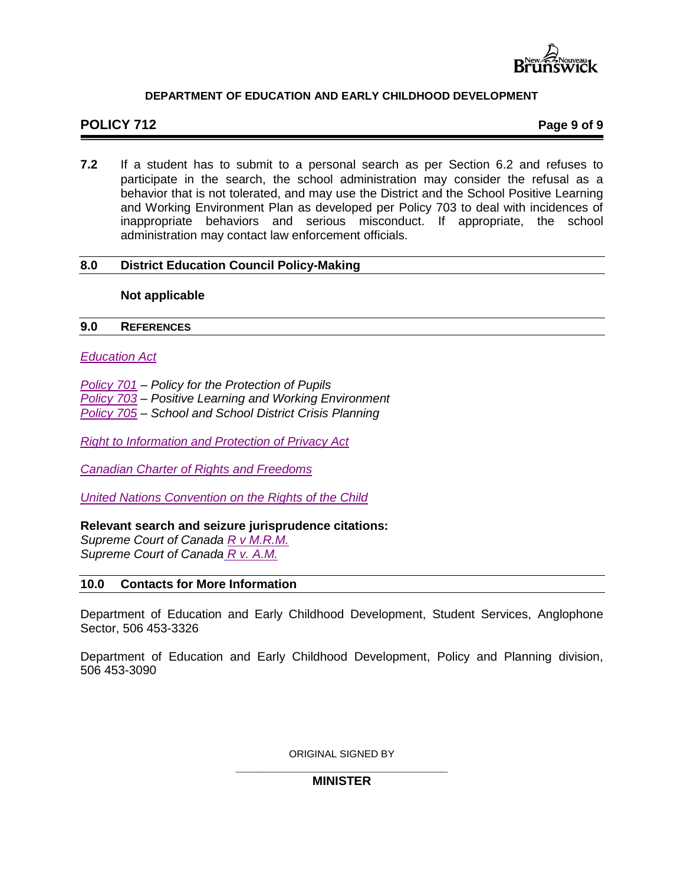**7.2** If a student has to submit to a personal search as per Section 6.2 and refuses to participate in the search, the school administration may consider the refusal as a behavior that is not tolerated, and may use the District and the School Positive Learning and Working Environment Plan as developed per Policy 703 to deal with incidences of inappropriate behaviors and serious misconduct. If appropriate, the school administration may contact law enforcement officials.

## 8.0 District Education Council Policy-Making

**Not applicable**

## 9.0 REFERENCES

*Education Act*

*Policy 701 – Policy for the Protection of Pupils*
*Policy 703 – Positive Learning and Working Environment*
*Policy 705 – School and School District Crisis Planning*

*Right to Information and Protection of Privacy Act*

*Canadian Charter of Rights and Freedoms*

*United Nations Convention on the Rights of the Child*

**Relevant search and seizure jurisprudence citations:**
*Supreme Court of Canada R v M.R.M.*
*Supreme Court of Canada R v. A.M.*

## 10.0 Contacts for More Information

Department of Education and Early Childhood Development, Student Services, Anglophone Sector, 506 453-3326

Department of Education and Early Childhood Development, Policy and Planning division, 506 453-3090

ORIGINAL SIGNED BY

\_\_\_\_\_\_\_\_\_\_\_\_\_\_\_\_\_\_\_\_\_\_\_\_\_\_\_\_\_\_\_\_\_\_\_\_

**MINISTER**